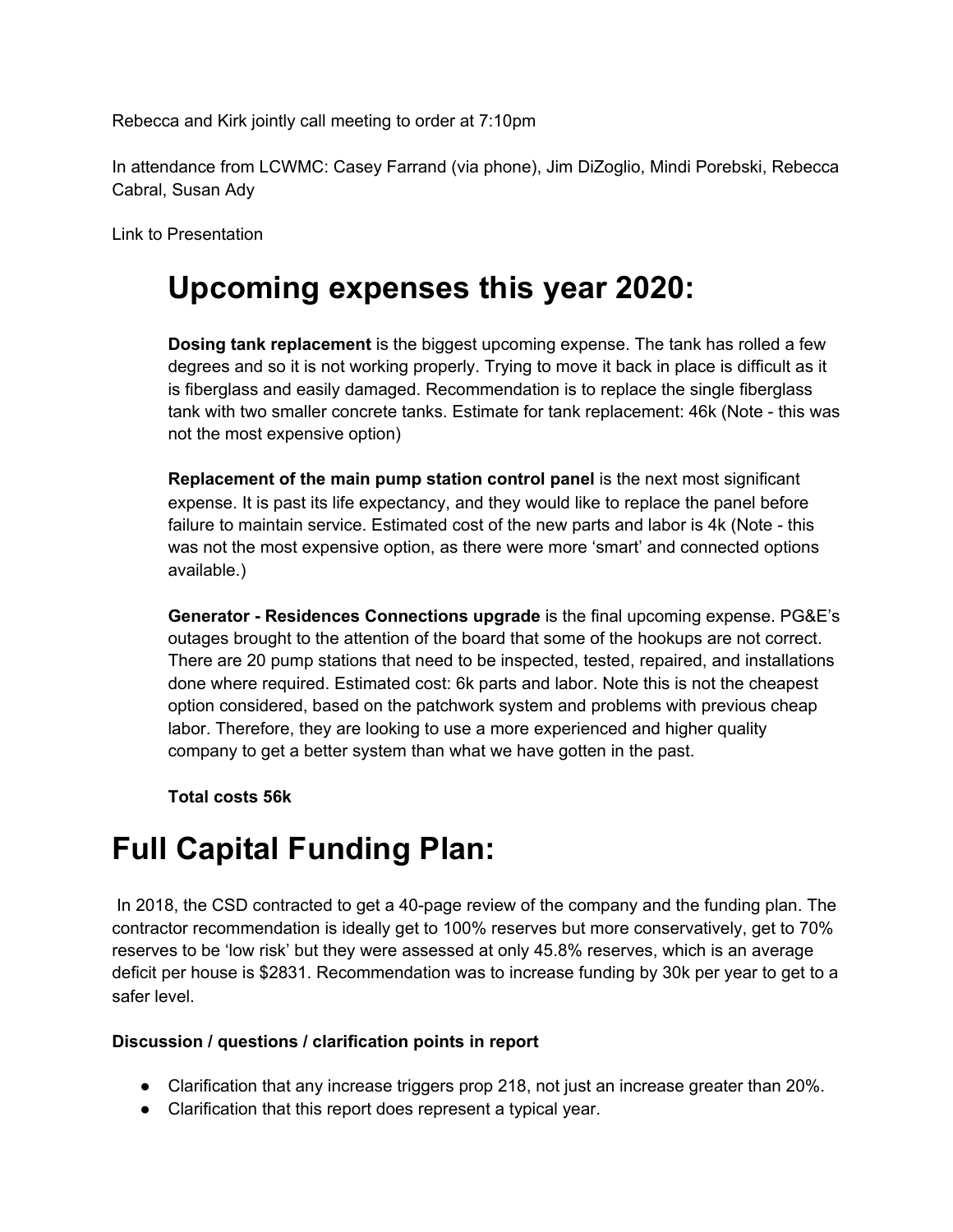Rebecca and Kirk jointly call meeting to order at 7:10pm

In attendance from LCWMC: Casey Farrand (via phone), Jim DiZoglio, Mindi Porebski, Rebecca Cabral, Susan Ady

Link to Presentation

# Upcoming expenses this year 2020:

**Dosing tank replacement** is the biggest upcoming expense. The tank has rolled a few degrees and so it is not working properly. Trying to move it back in place is difficult as it is fiberglass and easily damaged. Recommendation is to replace the single fiberglass tank with two smaller concrete tanks. Estimate for tank replacement: 46k (Note - this was not the most expensive option)

**Replacement of the main pump station control panel** is the next most significant expense. It is past its life expectancy, and they would like to replace the panel before failure to maintain service. Estimated cost of the new parts and labor is 4k (Note - this was not the most expensive option, as there were more 'smart' and connected options available.)

**Generator - Residences Connections upgrade** is the final upcoming expense. PG&E's outages brought to the attention of the board that some of the hookups are not correct. There are 20 pump stations that need to be inspected, tested, repaired, and installations done where required. Estimated cost: 6k parts and labor. Note this is not the cheapest option considered, based on the patchwork system and problems with previous cheap labor. Therefore, they are looking to use a more experienced and higher quality company to get a better system than what we have gotten in the past.

**Total costs 56k**

# Full Capital Funding Plan:

In 2018, the CSD contracted to get a 40-page review of the company and the funding plan. The contractor recommendation is ideally get to 100% reserves but more conservatively, get to 70% reserves to be 'low risk' but they were assessed at only 45.8% reserves, which is an average deficit per house is $2831. Recommendation was to increase funding by 30k per year to get to a safer level.

**Discussion / questions / clarification points in report**

- Clarification that any increase triggers prop 218, not just an increase greater than 20%.
- Clarification that this report does represent a typical year.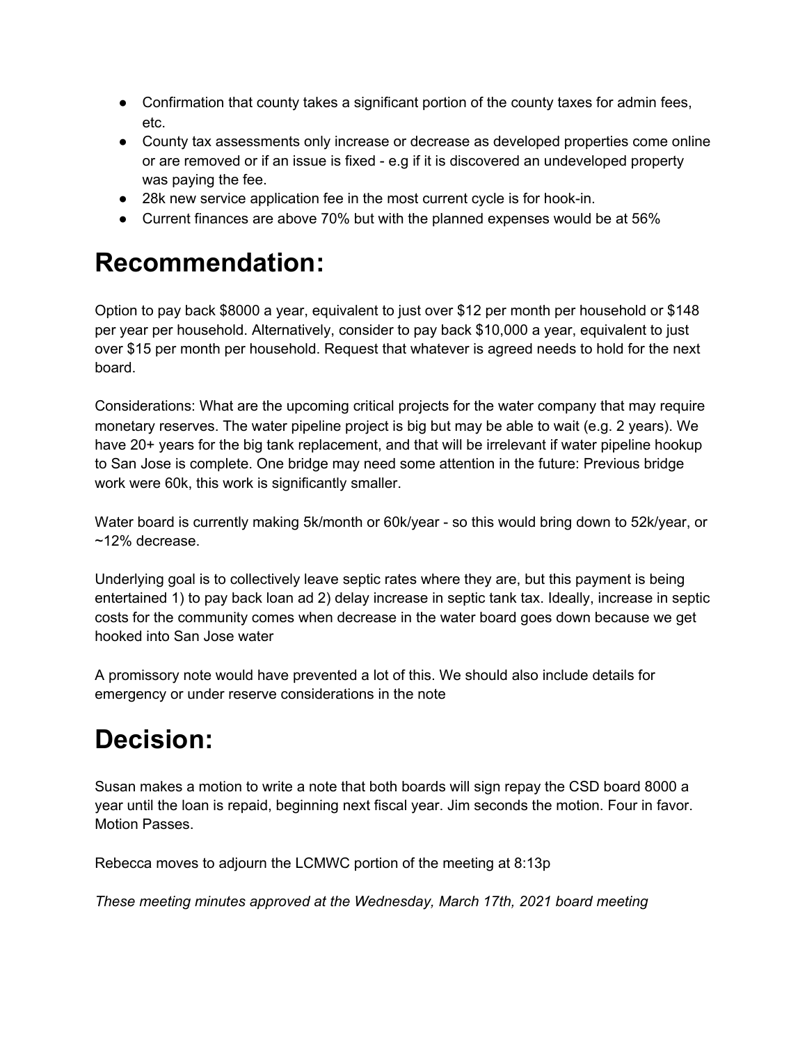- Confirmation that county takes a significant portion of the county taxes for admin fees, etc.
- County tax assessments only increase or decrease as developed properties come online or are removed or if an issue is fixed - e.g if it is discovered an undeveloped property was paying the fee.
- 28k new service application fee in the most current cycle is for hook-in.
- Current finances are above 70% but with the planned expenses would be at 56%

# Recommendation:

Option to pay back $8000 a year, equivalent to just over $12 per month per household or $148 per year per household. Alternatively, consider to pay back $10,000 a year, equivalent to just over $15 per month per household. Request that whatever is agreed needs to hold for the next board.

Considerations: What are the upcoming critical projects for the water company that may require monetary reserves. The water pipeline project is big but may be able to wait (e.g. 2 years). We have 20+ years for the big tank replacement, and that will be irrelevant if water pipeline hookup to San Jose is complete. One bridge may need some attention in the future: Previous bridge work were 60k, this work is significantly smaller.

Water board is currently making 5k/month or 60k/year - so this would bring down to 52k/year, or ~12% decrease.

Underlying goal is to collectively leave septic rates where they are, but this payment is being entertained 1) to pay back loan ad 2) delay increase in septic tank tax. Ideally, increase in septic costs for the community comes when decrease in the water board goes down because we get hooked into San Jose water

A promissory note would have prevented a lot of this. We should also include details for emergency or under reserve considerations in the note

# Decision:

Susan makes a motion to write a note that both boards will sign repay the CSD board 8000 a year until the loan is repaid, beginning next fiscal year. Jim seconds the motion. Four in favor. Motion Passes.

Rebecca moves to adjourn the LCMWC portion of the meeting at 8:13p

*These meeting minutes approved at the Wednesday, March 17th, 2021 board meeting*